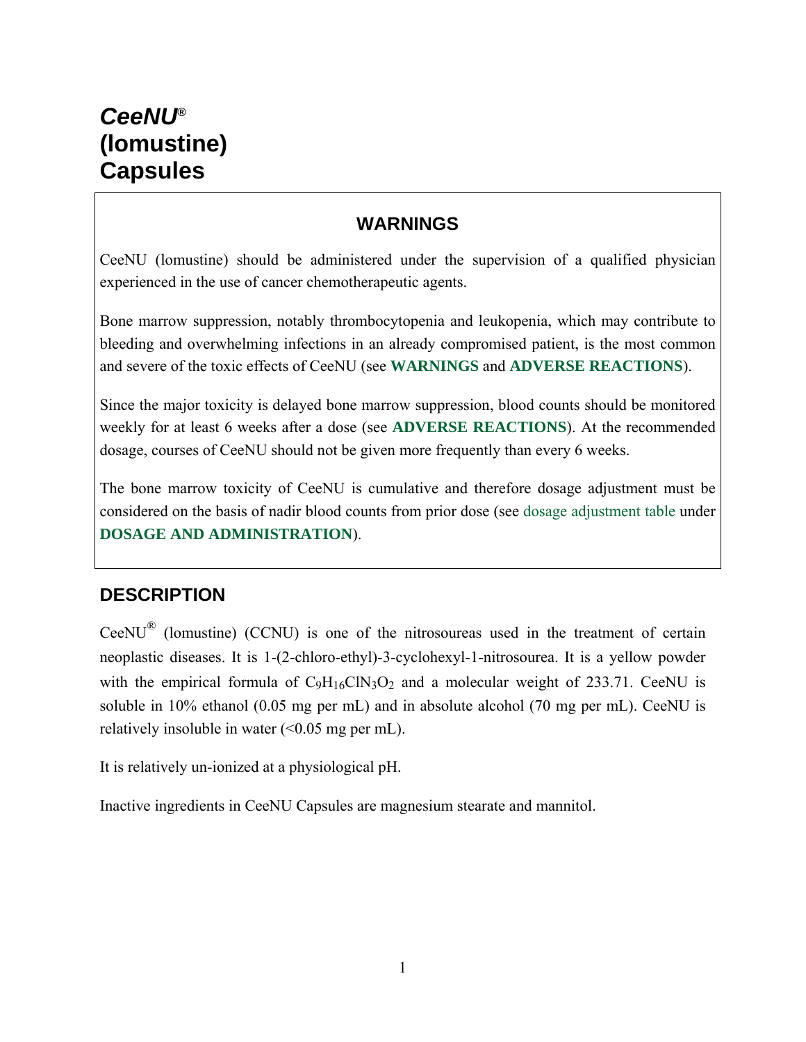# *CeeNU*® (lomustine) Capsules

## WARNINGS

CeeNU (lomustine) should be administered under the supervision of a qualified physician experienced in the use of cancer chemotherapeutic agents.

Bone marrow suppression, notably thrombocytopenia and leukopenia, which may contribute to bleeding and overwhelming infections in an already compromised patient, is the most common and severe of the toxic effects of CeeNU (see **WARNINGS** and **ADVERSE REACTIONS**).

Since the major toxicity is delayed bone marrow suppression, blood counts should be monitored weekly for at least 6 weeks after a dose (see **ADVERSE REACTIONS**). At the recommended dosage, courses of CeeNU should not be given more frequently than every 6 weeks.

The bone marrow toxicity of CeeNU is cumulative and therefore dosage adjustment must be considered on the basis of nadir blood counts from prior dose (see dosage adjustment table under **DOSAGE AND ADMINISTRATION**).

## DESCRIPTION

CeeNU® (lomustine) (CCNU) is one of the nitrosoureas used in the treatment of certain neoplastic diseases. It is 1-(2-chloro-ethyl)-3-cyclohexyl-1-nitrosourea. It is a yellow powder with the empirical formula of $C_9H_{16}ClN_3O_2$ and a molecular weight of 233.71. CeeNU is soluble in 10% ethanol (0.05 mg per mL) and in absolute alcohol (70 mg per mL). CeeNU is relatively insoluble in water (<0.05 mg per mL).

It is relatively un-ionized at a physiological pH.

Inactive ingredients in CeeNU Capsules are magnesium stearate and mannitol.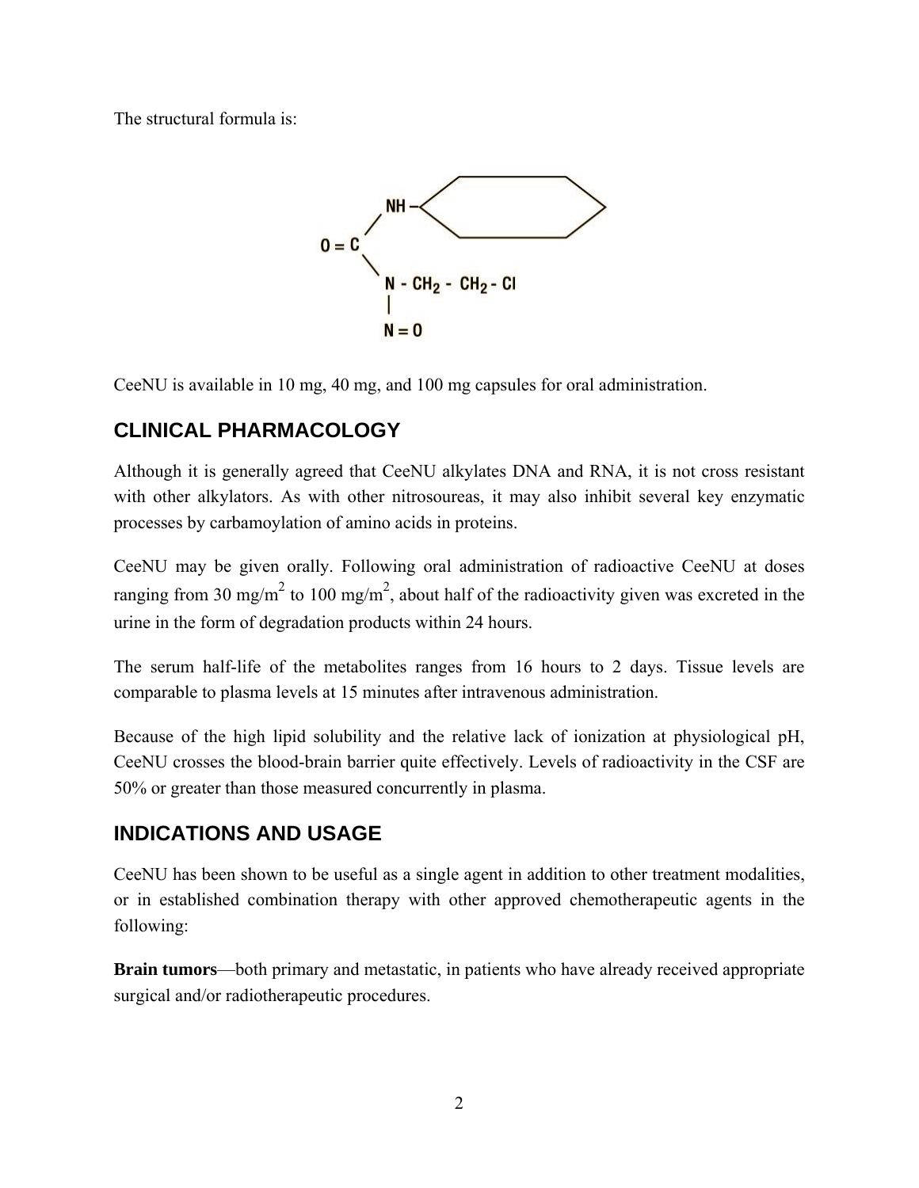The structural formula is:

CeeNU is available in 10 mg, 40 mg, and 100 mg capsules for oral administration.

## CLINICAL PHARMACOLOGY

Although it is generally agreed that CeeNU alkylates DNA and RNA, it is not cross resistant with other alkylators. As with other nitrosoureas, it may also inhibit several key enzymatic processes by carbamoylation of amino acids in proteins.

CeeNU may be given orally. Following oral administration of radioactive CeeNU at doses ranging from 30 mg/$m^2$ to 100 mg/$m^2$, about half of the radioactivity given was excreted in the urine in the form of degradation products within 24 hours.

The serum half-life of the metabolites ranges from 16 hours to 2 days. Tissue levels are comparable to plasma levels at 15 minutes after intravenous administration.

Because of the high lipid solubility and the relative lack of ionization at physiological pH, CeeNU crosses the blood-brain barrier quite effectively. Levels of radioactivity in the CSF are 50% or greater than those measured concurrently in plasma.

## INDICATIONS AND USAGE

CeeNU has been shown to be useful as a single agent in addition to other treatment modalities, or in established combination therapy with other approved chemotherapeutic agents in the following:

**Brain tumors**—both primary and metastatic, in patients who have already received appropriate surgical and/or radiotherapeutic procedures.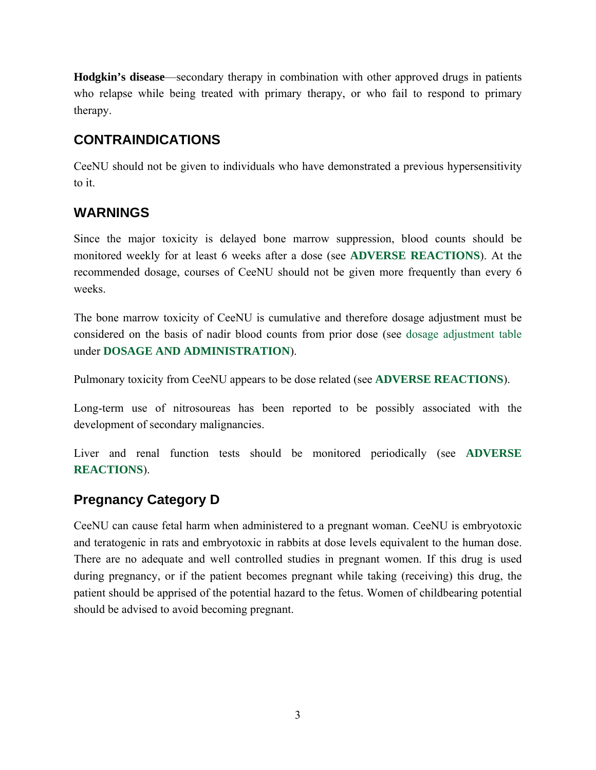**Hodgkin's disease**—secondary therapy in combination with other approved drugs in patients who relapse while being treated with primary therapy, or who fail to respond to primary therapy.

## CONTRAINDICATIONS

CeeNU should not be given to individuals who have demonstrated a previous hypersensitivity to it.

## WARNINGS

Since the major toxicity is delayed bone marrow suppression, blood counts should be monitored weekly for at least 6 weeks after a dose (see **ADVERSE REACTIONS**). At the recommended dosage, courses of CeeNU should not be given more frequently than every 6 weeks.

The bone marrow toxicity of CeeNU is cumulative and therefore dosage adjustment must be considered on the basis of nadir blood counts from prior dose (see dosage adjustment table under **DOSAGE AND ADMINISTRATION**).

Pulmonary toxicity from CeeNU appears to be dose related (see **ADVERSE REACTIONS**).

Long-term use of nitrosoureas has been reported to be possibly associated with the development of secondary malignancies.

Liver and renal function tests should be monitored periodically (see **ADVERSE REACTIONS**).

## Pregnancy Category D

CeeNU can cause fetal harm when administered to a pregnant woman. CeeNU is embryotoxic and teratogenic in rats and embryotoxic in rabbits at dose levels equivalent to the human dose. There are no adequate and well controlled studies in pregnant women. If this drug is used during pregnancy, or if the patient becomes pregnant while taking (receiving) this drug, the patient should be apprised of the potential hazard to the fetus. Women of childbearing potential should be advised to avoid becoming pregnant.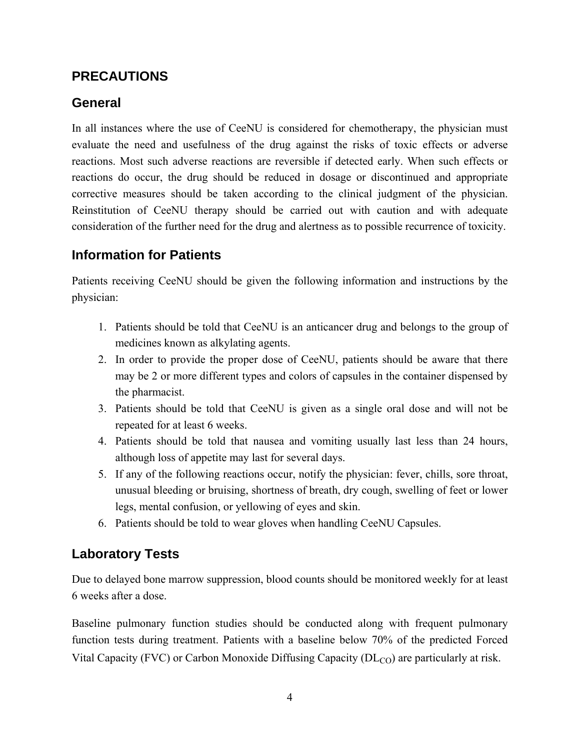## PRECAUTIONS

### General

In all instances where the use of CeeNU is considered for chemotherapy, the physician must evaluate the need and usefulness of the drug against the risks of toxic effects or adverse reactions. Most such adverse reactions are reversible if detected early. When such effects or reactions do occur, the drug should be reduced in dosage or discontinued and appropriate corrective measures should be taken according to the clinical judgment of the physician. Reinstitution of CeeNU therapy should be carried out with caution and with adequate consideration of the further need for the drug and alertness as to possible recurrence of toxicity.

### Information for Patients

Patients receiving CeeNU should be given the following information and instructions by the physician:

1. Patients should be told that CeeNU is an anticancer drug and belongs to the group of medicines known as alkylating agents.
2. In order to provide the proper dose of CeeNU, patients should be aware that there may be 2 or more different types and colors of capsules in the container dispensed by the pharmacist.
3. Patients should be told that CeeNU is given as a single oral dose and will not be repeated for at least 6 weeks.
4. Patients should be told that nausea and vomiting usually last less than 24 hours, although loss of appetite may last for several days.
5. If any of the following reactions occur, notify the physician: fever, chills, sore throat, unusual bleeding or bruising, shortness of breath, dry cough, swelling of feet or lower legs, mental confusion, or yellowing of eyes and skin.
6. Patients should be told to wear gloves when handling CeeNU Capsules.

### Laboratory Tests

Due to delayed bone marrow suppression, blood counts should be monitored weekly for at least 6 weeks after a dose.

Baseline pulmonary function studies should be conducted along with frequent pulmonary function tests during treatment. Patients with a baseline below 70% of the predicted Forced Vital Capacity (FVC) or Carbon Monoxide Diffusing Capacity ($DL_{CO}$) are particularly at risk.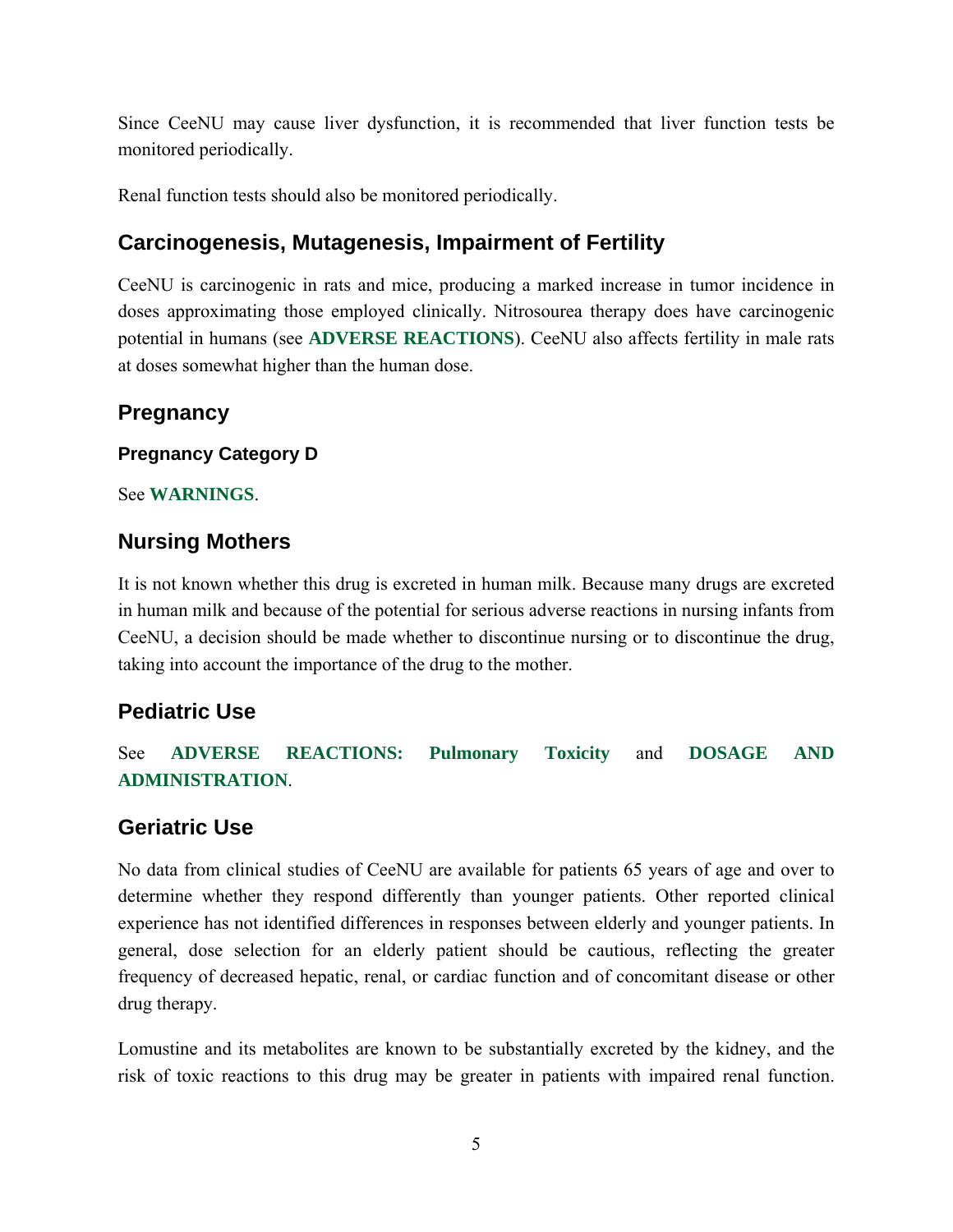Since CeeNU may cause liver dysfunction, it is recommended that liver function tests be monitored periodically.

Renal function tests should also be monitored periodically.

## Carcinogenesis, Mutagenesis, Impairment of Fertility

CeeNU is carcinogenic in rats and mice, producing a marked increase in tumor incidence in doses approximating those employed clinically. Nitrosourea therapy does have carcinogenic potential in humans (see **ADVERSE REACTIONS**). CeeNU also affects fertility in male rats at doses somewhat higher than the human dose.

## Pregnancy

### Pregnancy Category D

See **WARNINGS**.

## Nursing Mothers

It is not known whether this drug is excreted in human milk. Because many drugs are excreted in human milk and because of the potential for serious adverse reactions in nursing infants from CeeNU, a decision should be made whether to discontinue nursing or to discontinue the drug, taking into account the importance of the drug to the mother.

## Pediatric Use

See **ADVERSE REACTIONS: Pulmonary Toxicity** and **DOSAGE AND ADMINISTRATION**.

## Geriatric Use

No data from clinical studies of CeeNU are available for patients 65 years of age and over to determine whether they respond differently than younger patients. Other reported clinical experience has not identified differences in responses between elderly and younger patients. In general, dose selection for an elderly patient should be cautious, reflecting the greater frequency of decreased hepatic, renal, or cardiac function and of concomitant disease or other drug therapy.

Lomustine and its metabolites are known to be substantially excreted by the kidney, and the risk of toxic reactions to this drug may be greater in patients with impaired renal function.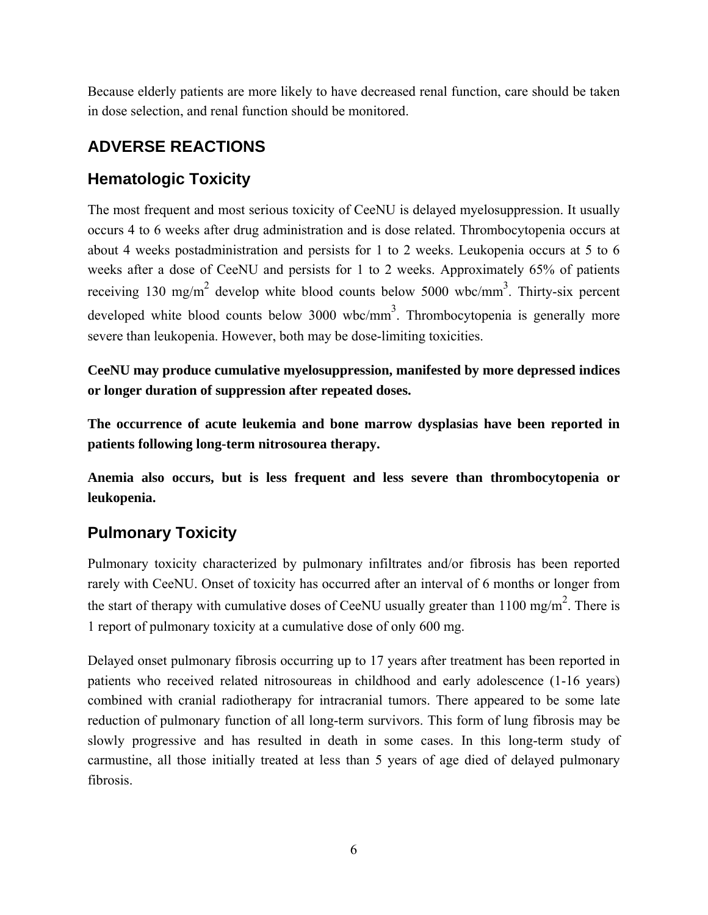Because elderly patients are more likely to have decreased renal function, care should be taken in dose selection, and renal function should be monitored.

## ADVERSE REACTIONS

### Hematologic Toxicity

The most frequent and most serious toxicity of CeeNU is delayed myelosuppression. It usually occurs 4 to 6 weeks after drug administration and is dose related. Thrombocytopenia occurs at about 4 weeks postadministration and persists for 1 to 2 weeks. Leukopenia occurs at 5 to 6 weeks after a dose of CeeNU and persists for 1 to 2 weeks. Approximately 65% of patients receiving 130 mg/$m^2$ develop white blood counts below 5000 wbc/$mm^3$. Thirty-six percent developed white blood counts below 3000 wbc/$mm^3$. Thrombocytopenia is generally more severe than leukopenia. However, both may be dose-limiting toxicities.

**CeeNU may produce cumulative myelosuppression, manifested by more depressed indices or longer duration of suppression after repeated doses.**

**The occurrence of acute leukemia and bone marrow dysplasias have been reported in patients following long-term nitrosourea therapy.**

**Anemia also occurs, but is less frequent and less severe than thrombocytopenia or leukopenia.**

### Pulmonary Toxicity

Pulmonary toxicity characterized by pulmonary infiltrates and/or fibrosis has been reported rarely with CeeNU. Onset of toxicity has occurred after an interval of 6 months or longer from the start of therapy with cumulative doses of CeeNU usually greater than 1100 mg/$m^2$. There is 1 report of pulmonary toxicity at a cumulative dose of only 600 mg.

Delayed onset pulmonary fibrosis occurring up to 17 years after treatment has been reported in patients who received related nitrosoureas in childhood and early adolescence (1-16 years) combined with cranial radiotherapy for intracranial tumors. There appeared to be some late reduction of pulmonary function of all long-term survivors. This form of lung fibrosis may be slowly progressive and has resulted in death in some cases. In this long-term study of carmustine, all those initially treated at less than 5 years of age died of delayed pulmonary fibrosis.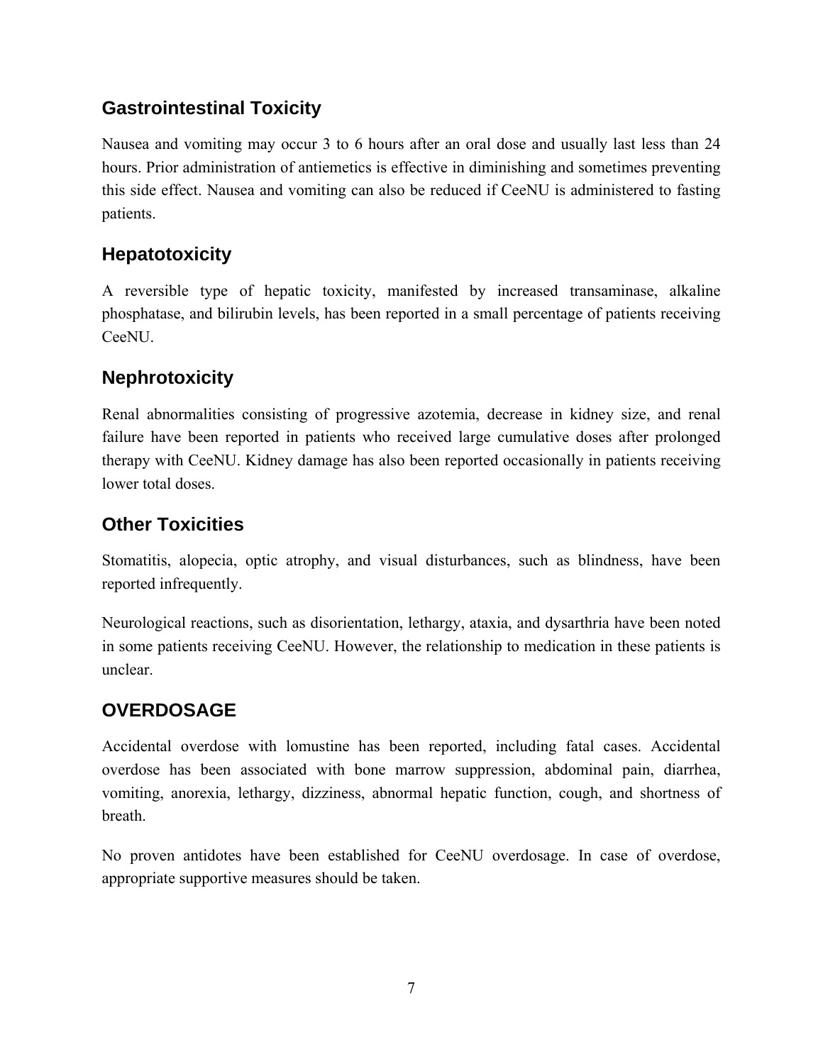### Gastrointestinal Toxicity

Nausea and vomiting may occur 3 to 6 hours after an oral dose and usually last less than 24 hours. Prior administration of antiemetics is effective in diminishing and sometimes preventing this side effect. Nausea and vomiting can also be reduced if CeeNU is administered to fasting patients.

### Hepatotoxicity

A reversible type of hepatic toxicity, manifested by increased transaminase, alkaline phosphatase, and bilirubin levels, has been reported in a small percentage of patients receiving CeeNU.

### Nephrotoxicity

Renal abnormalities consisting of progressive azotemia, decrease in kidney size, and renal failure have been reported in patients who received large cumulative doses after prolonged therapy with CeeNU. Kidney damage has also been reported occasionally in patients receiving lower total doses.

### Other Toxicities

Stomatitis, alopecia, optic atrophy, and visual disturbances, such as blindness, have been reported infrequently.

Neurological reactions, such as disorientation, lethargy, ataxia, and dysarthria have been noted in some patients receiving CeeNU. However, the relationship to medication in these patients is unclear.

## OVERDOSAGE

Accidental overdose with lomustine has been reported, including fatal cases. Accidental overdose has been associated with bone marrow suppression, abdominal pain, diarrhea, vomiting, anorexia, lethargy, dizziness, abnormal hepatic function, cough, and shortness of breath.

No proven antidotes have been established for CeeNU overdosage. In case of overdose, appropriate supportive measures should be taken.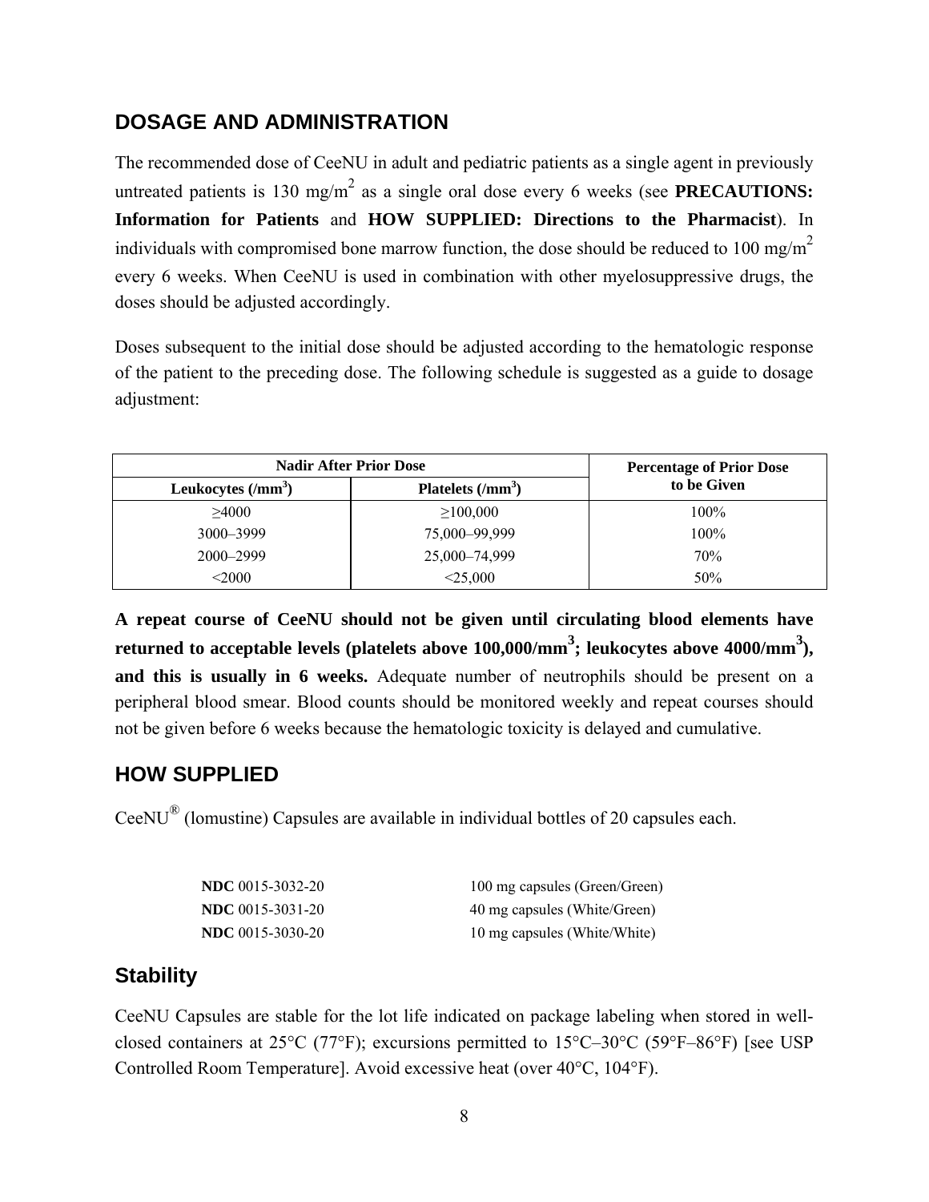## DOSAGE AND ADMINISTRATION

The recommended dose of CeeNU in adult and pediatric patients as a single agent in previously untreated patients is 130 mg/m$^2$ as a single oral dose every 6 weeks (see **PRECAUTIONS: Information for Patients** and **HOW SUPPLIED: Directions to the Pharmacist**). In individuals with compromised bone marrow function, the dose should be reduced to 100 mg/m$^2$ every 6 weeks. When CeeNU is used in combination with other myelosuppressive drugs, the doses should be adjusted accordingly.

Doses subsequent to the initial dose should be adjusted according to the hematologic response of the patient to the preceding dose. The following schedule is suggested as a guide to dosage adjustment:

| Nadir After Prior Dose | | Percentage of Prior Dose to be Given |
|---|---|---|
| Leukocytes (/mm$^3$) | Platelets (/mm$^3$) | |
| ≥4000 | ≥100,000 | 100% |
| 3000–3999 | 75,000–99,999 | 100% |
| 2000–2999 | 25,000–74,999 | 70% |
| <2000 | <25,000 | 50% |

**A repeat course of CeeNU should not be given until circulating blood elements have returned to acceptable levels (platelets above 100,000/mm$^3$; leukocytes above 4000/mm$^3$), and this is usually in 6 weeks.** Adequate number of neutrophils should be present on a peripheral blood smear. Blood counts should be monitored weekly and repeat courses should not be given before 6 weeks because the hematologic toxicity is delayed and cumulative.

## HOW SUPPLIED

CeeNU® (lomustine) Capsules are available in individual bottles of 20 capsules each.

| | |
|---|---|
| **NDC** 0015-3032-20 | 100 mg capsules (Green/Green) |
| **NDC** 0015-3031-20 | 40 mg capsules (White/Green) |
| **NDC** 0015-3030-20 | 10 mg capsules (White/White) |

### Stability

CeeNU Capsules are stable for the lot life indicated on package labeling when stored in well-closed containers at 25°C (77°F); excursions permitted to 15°C–30°C (59°F–86°F) [see USP Controlled Room Temperature]. Avoid excessive heat (over 40°C, 104°F).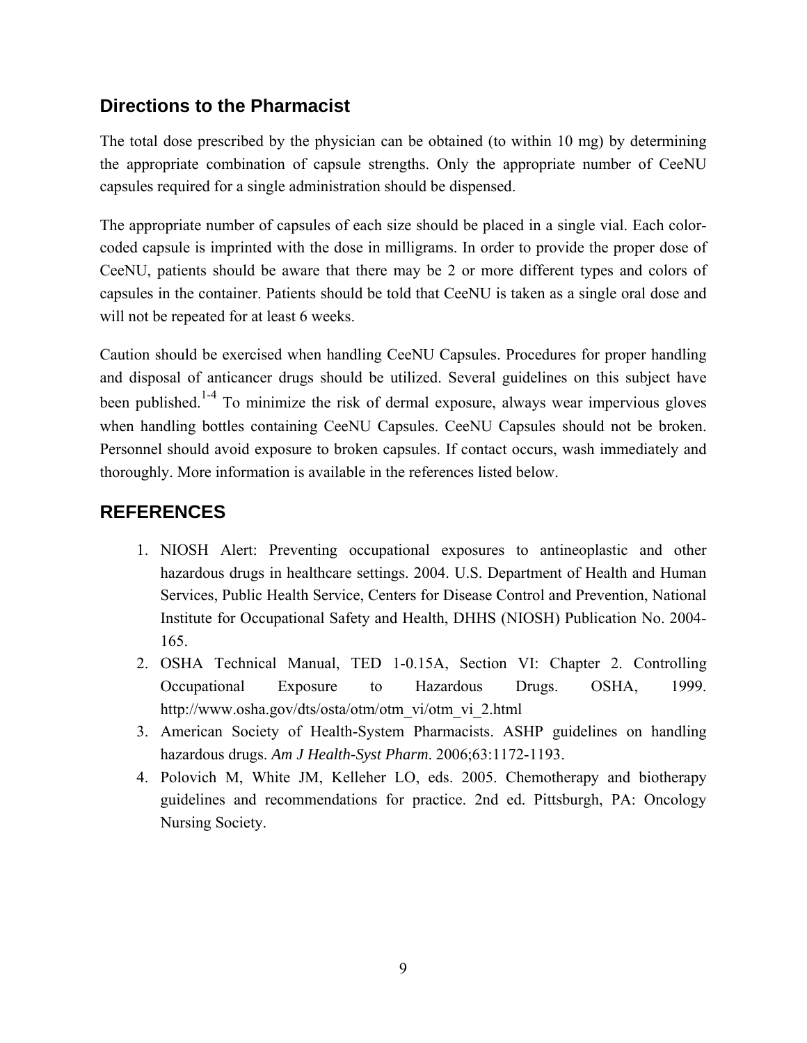## Directions to the Pharmacist

The total dose prescribed by the physician can be obtained (to within 10 mg) by determining the appropriate combination of capsule strengths. Only the appropriate number of CeeNU capsules required for a single administration should be dispensed.

The appropriate number of capsules of each size should be placed in a single vial. Each color-coded capsule is imprinted with the dose in milligrams. In order to provide the proper dose of CeeNU, patients should be aware that there may be 2 or more different types and colors of capsules in the container. Patients should be told that CeeNU is taken as a single oral dose and will not be repeated for at least 6 weeks.

Caution should be exercised when handling CeeNU Capsules. Procedures for proper handling and disposal of anticancer drugs should be utilized. Several guidelines on this subject have been published.[1-4] To minimize the risk of dermal exposure, always wear impervious gloves when handling bottles containing CeeNU Capsules. CeeNU Capsules should not be broken. Personnel should avoid exposure to broken capsules. If contact occurs, wash immediately and thoroughly. More information is available in the references listed below.

## REFERENCES

1. NIOSH Alert: Preventing occupational exposures to antineoplastic and other hazardous drugs in healthcare settings. 2004. U.S. Department of Health and Human Services, Public Health Service, Centers for Disease Control and Prevention, National Institute for Occupational Safety and Health, DHHS (NIOSH) Publication No. 2004-165.
2. OSHA Technical Manual, TED 1-0.15A, Section VI: Chapter 2. Controlling Occupational Exposure to Hazardous Drugs. OSHA, 1999. http://www.osha.gov/dts/osta/otm/otm_vi/otm_vi_2.html
3. American Society of Health-System Pharmacists. ASHP guidelines on handling hazardous drugs. *Am J Health-Syst Pharm*. 2006;63:1172-1193.
4. Polovich M, White JM, Kelleher LO, eds. 2005. Chemotherapy and biotherapy guidelines and recommendations for practice. 2nd ed. Pittsburgh, PA: Oncology Nursing Society.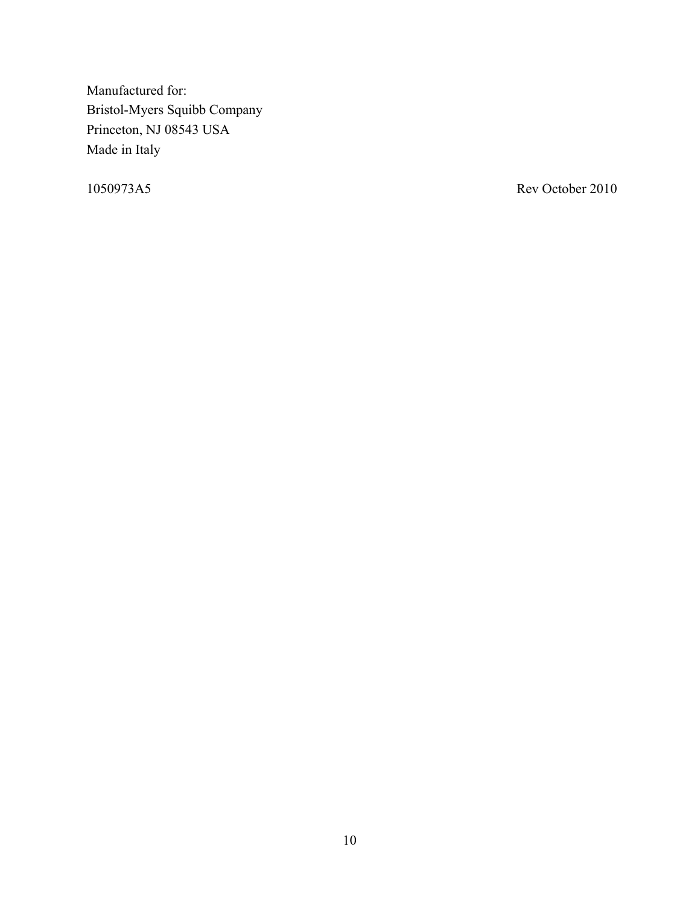Manufactured for:
Bristol-Myers Squibb Company
Princeton, NJ 08543 USA
Made in Italy

1050973A5 Rev October 2010